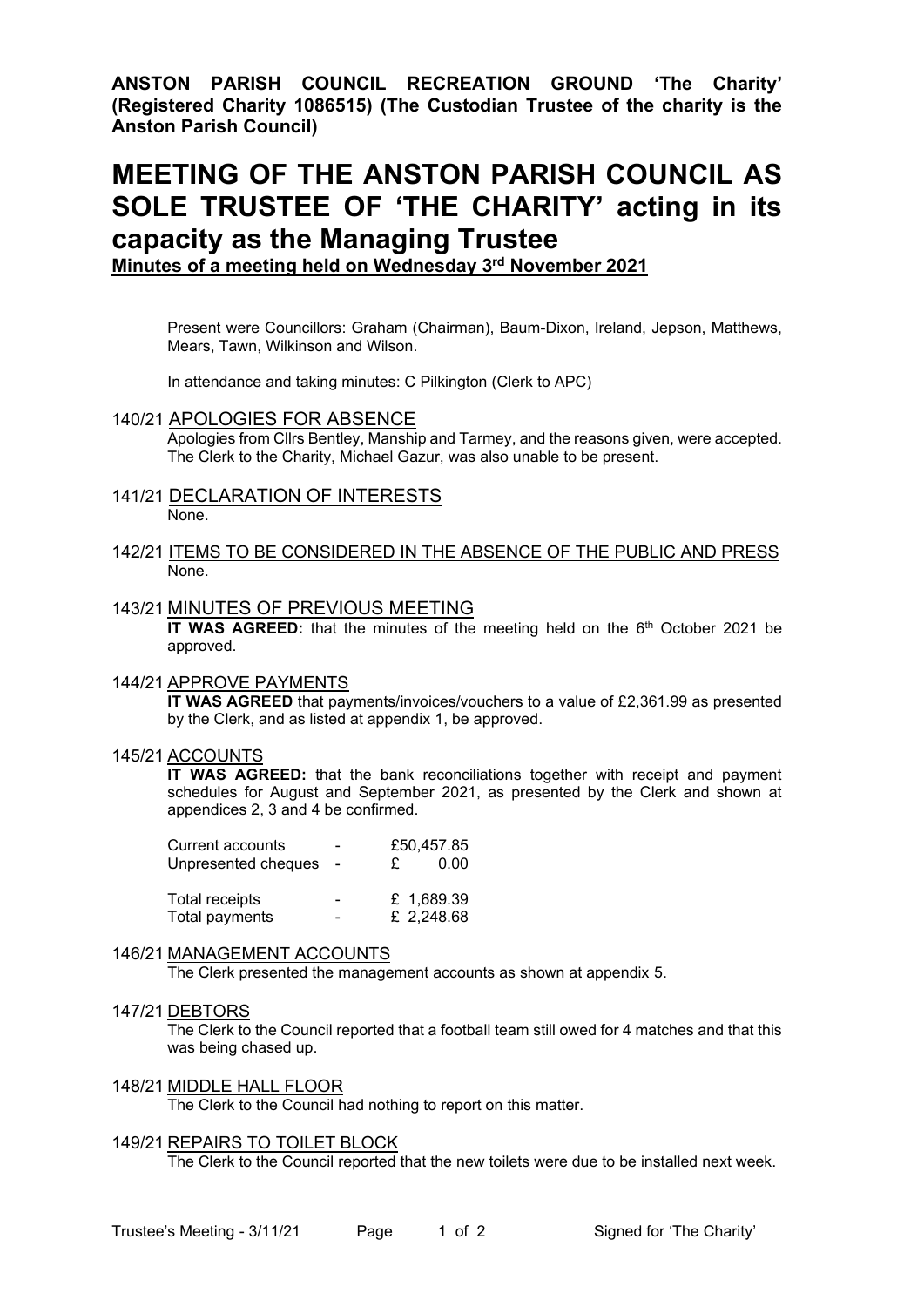**ANSTON PARISH COUNCIL RECREATION GROUND 'The Charity' (Registered Charity 1086515) (The Custodian Trustee of the charity is the Anston Parish Council)**

# MEETING OF THE ANSTON PARISH COUNCIL AS SOLE TRUSTEE OF 'THE CHARITY' acting in its capacity as the Managing Trustee

**Minutes of a meeting held on Wednesday 3rd November 2021**

Present were Councillors: Graham (Chairman), Baum-Dixon, Ireland, Jepson, Matthews, Mears, Tawn, Wilkinson and Wilson.

In attendance and taking minutes: C Pilkington (Clerk to APC)

## 140/21 APOLOGIES FOR ABSENCE

Apologies from Cllrs Bentley, Manship and Tarmey, and the reasons given, were accepted. The Clerk to the Charity, Michael Gazur, was also unable to be present.

## 141/21 DECLARATION OF INTERESTS

None.

## 142/21 ITEMS TO BE CONSIDERED IN THE ABSENCE OF THE PUBLIC AND PRESS

None.

## 143/21 MINUTES OF PREVIOUS MEETING

**IT WAS AGREED:** that the minutes of the meeting held on the 6th October 2021 be approved.

## 144/21 APPROVE PAYMENTS

**IT WAS AGREED** that payments/invoices/vouchers to a value of £2,361.99 as presented by the Clerk, and as listed at appendix 1, be approved.

## 145/21 ACCOUNTS

**IT WAS AGREED:** that the bank reconciliations together with receipt and payment schedules for August and September 2021, as presented by the Clerk and shown at appendices 2, 3 and 4 be confirmed.

| | | |
|---|---|---|
| Current accounts | - | £50,457.85 |
| Unpresented cheques | - | £ 0.00 |
| Total receipts | - | £ 1,689.39 |
| Total payments | - | £ 2,248.68 |

## 146/21 MANAGEMENT ACCOUNTS

The Clerk presented the management accounts as shown at appendix 5.

## 147/21 DEBTORS

The Clerk to the Council reported that a football team still owed for 4 matches and that this was being chased up.

## 148/21 MIDDLE HALL FLOOR

The Clerk to the Council had nothing to report on this matter.

## 149/21 REPAIRS TO TOILET BLOCK

The Clerk to the Council reported that the new toilets were due to be installed next week.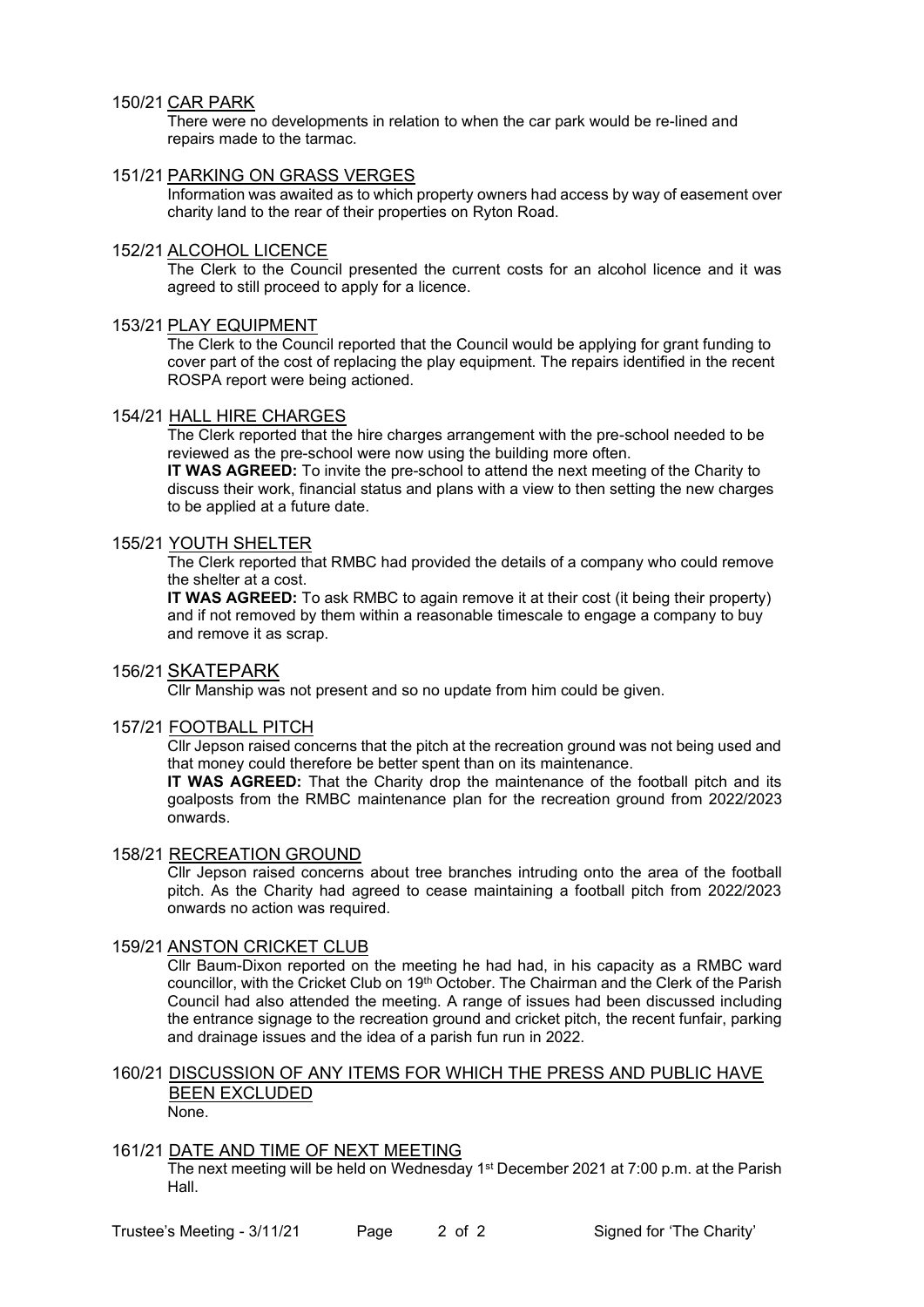## 150/21 CAR PARK

There were no developments in relation to when the car park would be re-lined and repairs made to the tarmac.

## 151/21 PARKING ON GRASS VERGES

Information was awaited as to which property owners had access by way of easement over charity land to the rear of their properties on Ryton Road.

## 152/21 ALCOHOL LICENCE

The Clerk to the Council presented the current costs for an alcohol licence and it was agreed to still proceed to apply for a licence.

## 153/21 PLAY EQUIPMENT

The Clerk to the Council reported that the Council would be applying for grant funding to cover part of the cost of replacing the play equipment. The repairs identified in the recent ROSPA report were being actioned.

## 154/21 HALL HIRE CHARGES

The Clerk reported that the hire charges arrangement with the pre-school needed to be reviewed as the pre-school were now using the building more often.

**IT WAS AGREED:** To invite the pre-school to attend the next meeting of the Charity to discuss their work, financial status and plans with a view to then setting the new charges to be applied at a future date.

## 155/21 YOUTH SHELTER

The Clerk reported that RMBC had provided the details of a company who could remove the shelter at a cost.

**IT WAS AGREED:** To ask RMBC to again remove it at their cost (it being their property) and if not removed by them within a reasonable timescale to engage a company to buy and remove it as scrap.

## 156/21 SKATEPARK

Cllr Manship was not present and so no update from him could be given.

## 157/21 FOOTBALL PITCH

Cllr Jepson raised concerns that the pitch at the recreation ground was not being used and that money could therefore be better spent than on its maintenance.

**IT WAS AGREED:** That the Charity drop the maintenance of the football pitch and its goalposts from the RMBC maintenance plan for the recreation ground from 2022/2023 onwards.

## 158/21 RECREATION GROUND

Cllr Jepson raised concerns about tree branches intruding onto the area of the football pitch. As the Charity had agreed to cease maintaining a football pitch from 2022/2023 onwards no action was required.

## 159/21 ANSTON CRICKET CLUB

Cllr Baum-Dixon reported on the meeting he had had, in his capacity as a RMBC ward councillor, with the Cricket Club on 19th October. The Chairman and the Clerk of the Parish Council had also attended the meeting. A range of issues had been discussed including the entrance signage to the recreation ground and cricket pitch, the recent funfair, parking and drainage issues and the idea of a parish fun run in 2022.

## 160/21 DISCUSSION OF ANY ITEMS FOR WHICH THE PRESS AND PUBLIC HAVE BEEN EXCLUDED

None.

## 161/21 DATE AND TIME OF NEXT MEETING

The next meeting will be held on Wednesday 1st December 2021 at 7:00 p.m. at the Parish Hall.

Signed for 'The Charity'